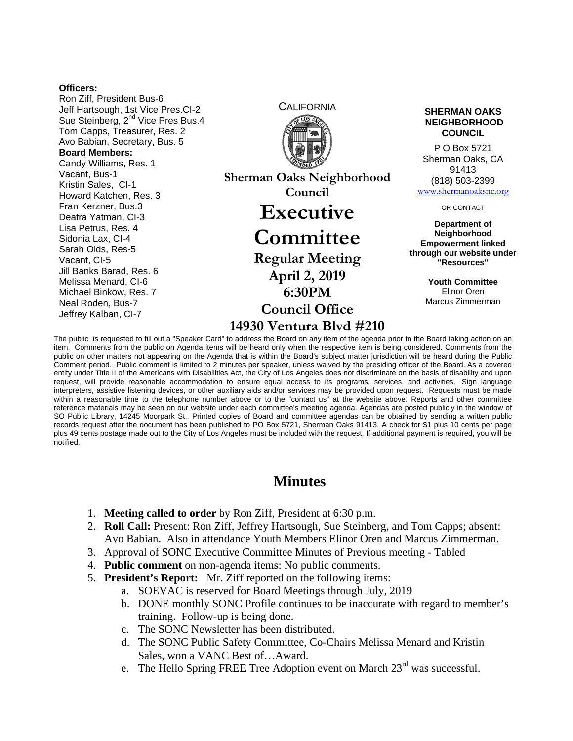**Officers:**
Ron Ziff, President Bus-6
Jeff Hartsough, 1st Vice Pres.CI-2
Sue Steinberg, 2nd Vice Pres Bus.4
Tom Capps, Treasurer, Res. 2
Avo Babian, Secretary, Bus. 5
**Board Members:**
Candy Williams, Res. 1
Vacant, Bus-1
Kristin Sales, CI-1
Howard Katchen, Res. 3
Fran Kerzner, Bus.3
Deatra Yatman, CI-3
Lisa Petrus, Res. 4
Sidonia Lax, CI-4
Sarah Olds, Res-5
Vacant, CI-5
Jill Banks Barad, Res. 6
Melissa Menard, CI-6
Michael Binkow, Res. 7
Neal Roden, Bus-7
Jeffrey Kalban, CI-7

CALIFORNIA

**Sherman Oaks Neighborhood Council**

# Executive Committee

**Regular Meeting**
**April 2, 2019**
**6:30PM**
**Council Office**
**14930 Ventura Blvd #210**

**SHERMAN OAKS NEIGHBORHOOD COUNCIL**

P O Box 5721
Sherman Oaks, CA 91413
(818) 503-2399
www.shermanoaksnc.org

OR CONTACT

**Department of Neighborhood Empowerment linked through our website under "Resources"**

**Youth Committee**
Elinor Oren
Marcus Zimmerman

The public is requested to fill out a "Speaker Card" to address the Board on any item of the agenda prior to the Board taking action on an item. Comments from the public on Agenda items will be heard only when the respective item is being considered. Comments from the public on other matters not appearing on the Agenda that is within the Board's subject matter jurisdiction will be heard during the Public Comment period. Public comment is limited to 2 minutes per speaker, unless waived by the presiding officer of the Board. As a covered entity under Title II of the Americans with Disabilities Act, the City of Los Angeles does not discriminate on the basis of disability and upon request, will provide reasonable accommodation to ensure equal access to its programs, services, and activities. Sign language interpreters, assistive listening devices, or other auxiliary aids and/or services may be provided upon request. Requests must be made within a reasonable time to the telephone number above or to the "contact us" at the website above. Reports and other committee reference materials may be seen on our website under each committee's meeting agenda. Agendas are posted publicly in the window of SO Public Library, 14245 Moorpark St.. Printed copies of Board and committee agendas can be obtained by sending a written public records request after the document has been published to PO Box 5721, Sherman Oaks 91413. A check for $1 plus 10 cents per page plus 49 cents postage made out to the City of Los Angeles must be included with the request. If additional payment is required, you will be notified.

## Minutes

1. **Meeting called to order** by Ron Ziff, President at 6:30 p.m.
2. **Roll Call:** Present: Ron Ziff, Jeffrey Hartsough, Sue Steinberg, and Tom Capps; absent: Avo Babian. Also in attendance Youth Members Elinor Oren and Marcus Zimmerman.
3. Approval of SONC Executive Committee Minutes of Previous meeting - Tabled
4. **Public comment** on non-agenda items: No public comments.
5. **President's Report:** Mr. Ziff reported on the following items:
    a. SOEVAC is reserved for Board Meetings through July, 2019
    b. DONE monthly SONC Profile continues to be inaccurate with regard to member's training. Follow-up is being done.
    c. The SONC Newsletter has been distributed.
    d. The SONC Public Safety Committee, Co-Chairs Melissa Menard and Kristin Sales, won a VANC Best of…Award.
    e. The Hello Spring FREE Tree Adoption event on March 23rd was successful.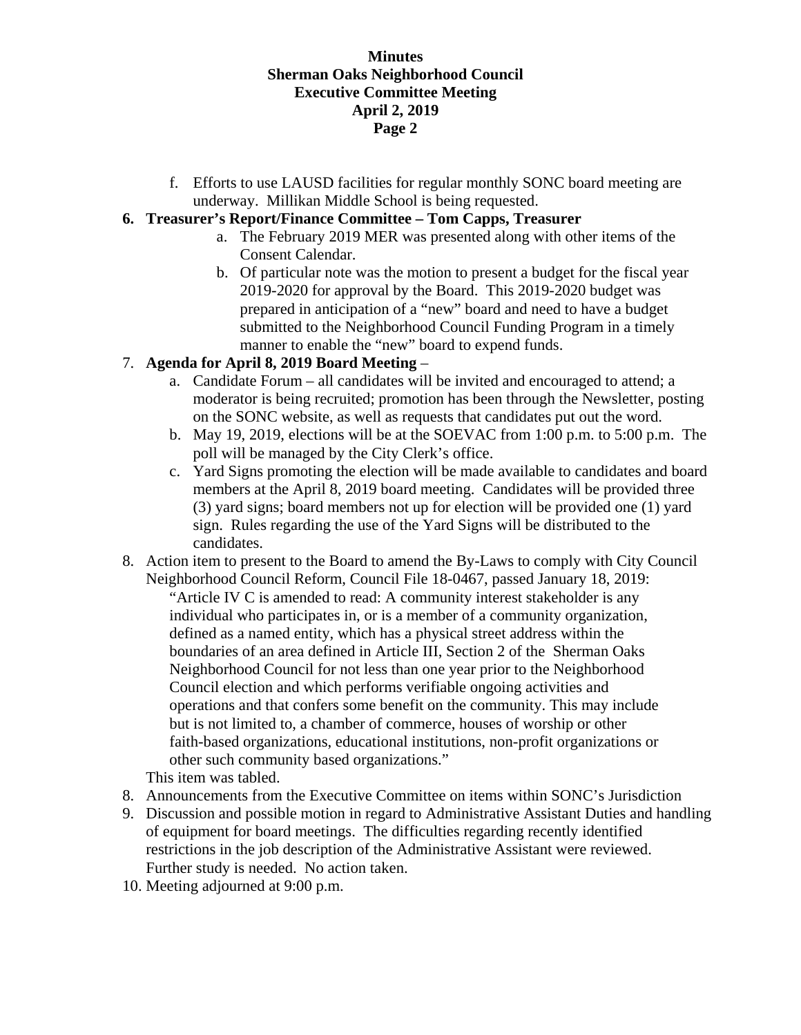f. Efforts to use LAUSD facilities for regular monthly SONC board meeting are underway. Millikan Middle School is being requested.

**6. Treasurer's Report/Finance Committee – Tom Capps, Treasurer**

   a. The February 2019 MER was presented along with other items of the Consent Calendar.

   b. Of particular note was the motion to present a budget for the fiscal year 2019-2020 for approval by the Board. This 2019-2020 budget was prepared in anticipation of a "new" board and need to have a budget submitted to the Neighborhood Council Funding Program in a timely manner to enable the "new" board to expend funds.

7. **Agenda for April 8, 2019 Board Meeting** –

   a. Candidate Forum – all candidates will be invited and encouraged to attend; a moderator is being recruited; promotion has been through the Newsletter, posting on the SONC website, as well as requests that candidates put out the word.

   b. May 19, 2019, elections will be at the SOEVAC from 1:00 p.m. to 5:00 p.m. The poll will be managed by the City Clerk's office.

   c. Yard Signs promoting the election will be made available to candidates and board members at the April 8, 2019 board meeting. Candidates will be provided three (3) yard signs; board members not up for election will be provided one (1) yard sign. Rules regarding the use of the Yard Signs will be distributed to the candidates.

8. Action item to present to the Board to amend the By-Laws to comply with City Council Neighborhood Council Reform, Council File 18-0467, passed January 18, 2019:

   "Article IV C is amended to read: A community interest stakeholder is any individual who participates in, or is a member of a community organization, defined as a named entity, which has a physical street address within the boundaries of an area defined in Article III, Section 2 of the Sherman Oaks Neighborhood Council for not less than one year prior to the Neighborhood Council election and which performs verifiable ongoing activities and operations and that confers some benefit on the community. This may include but is not limited to, a chamber of commerce, houses of worship or other faith-based organizations, educational institutions, non-profit organizations or other such community based organizations."

   This item was tabled.

8. Announcements from the Executive Committee on items within SONC's Jurisdiction

9. Discussion and possible motion in regard to Administrative Assistant Duties and handling of equipment for board meetings. The difficulties regarding recently identified restrictions in the job description of the Administrative Assistant were reviewed. Further study is needed. No action taken.

10. Meeting adjourned at 9:00 p.m.